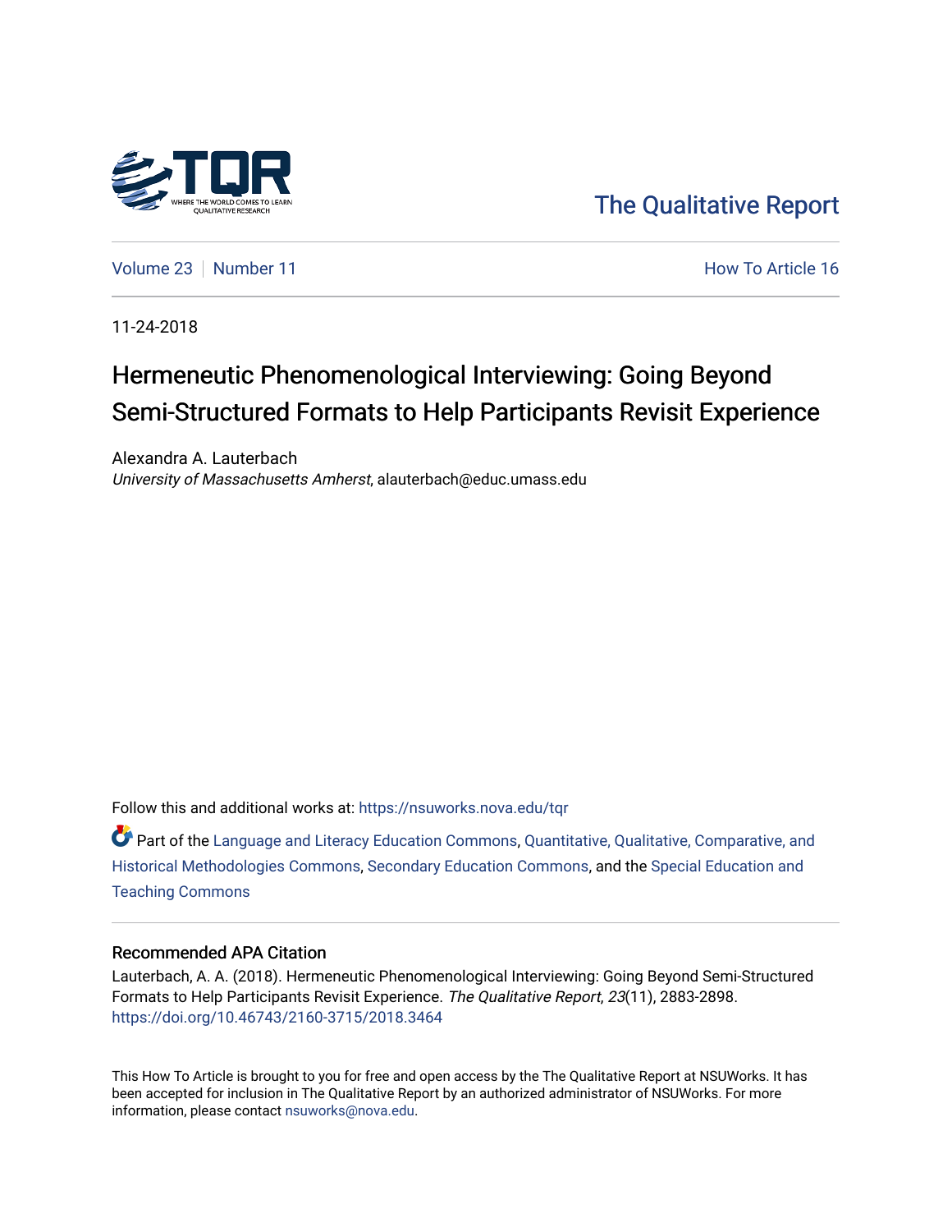The Qualitative Report

Volume 23 | Number 11

How To Article 16

11-24-2018

# Hermeneutic Phenomenological Interviewing: Going Beyond Semi-Structured Formats to Help Participants Revisit Experience

Alexandra A. Lauterbach
*University of Massachusetts Amherst*, alauterbach@educ.umass.edu

Follow this and additional works at: https://nsuworks.nova.edu/tqr

Part of the Language and Literacy Education Commons, Quantitative, Qualitative, Comparative, and Historical Methodologies Commons, Secondary Education Commons, and the Special Education and Teaching Commons

## Recommended APA Citation

Lauterbach, A. A. (2018). Hermeneutic Phenomenological Interviewing: Going Beyond Semi-Structured Formats to Help Participants Revisit Experience. *The Qualitative Report*, *23*(11), 2883-2898. https://doi.org/10.46743/2160-3715/2018.3464

This How To Article is brought to you for free and open access by the The Qualitative Report at NSUWorks. It has been accepted for inclusion in The Qualitative Report by an authorized administrator of NSUWorks. For more information, please contact nsuworks@nova.edu.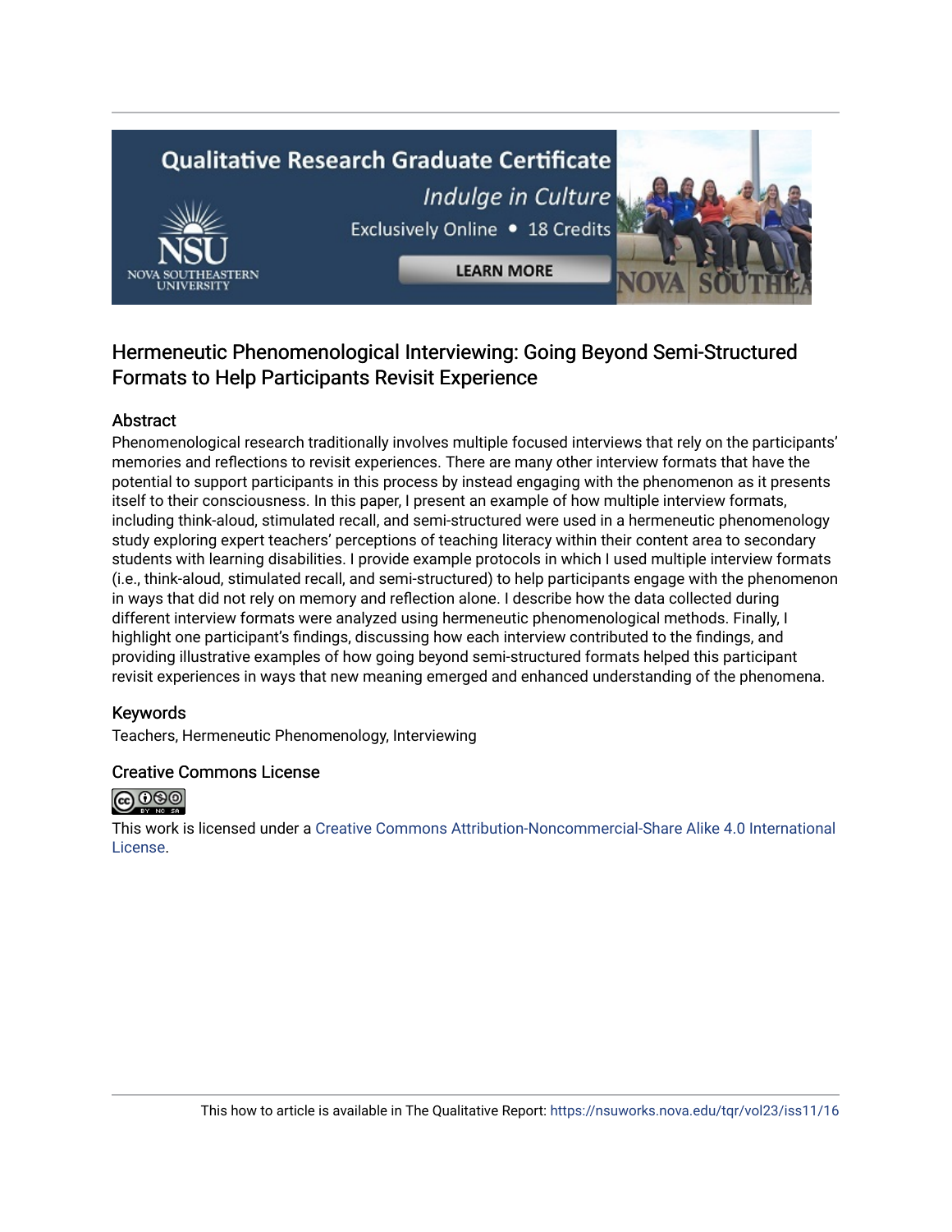# Hermeneutic Phenomenological Interviewing: Going Beyond Semi-Structured Formats to Help Participants Revisit Experience

## Abstract

Phenomenological research traditionally involves multiple focused interviews that rely on the participants' memories and reflections to revisit experiences. There are many other interview formats that have the potential to support participants in this process by instead engaging with the phenomenon as it presents itself to their consciousness. In this paper, I present an example of how multiple interview formats, including think-aloud, stimulated recall, and semi-structured were used in a hermeneutic phenomenology study exploring expert teachers' perceptions of teaching literacy within their content area to secondary students with learning disabilities. I provide example protocols in which I used multiple interview formats (i.e., think-aloud, stimulated recall, and semi-structured) to help participants engage with the phenomenon in ways that did not rely on memory and reflection alone. I describe how the data collected during different interview formats were analyzed using hermeneutic phenomenological methods. Finally, I highlight one participant's findings, discussing how each interview contributed to the findings, and providing illustrative examples of how going beyond semi-structured formats helped this participant revisit experiences in ways that new meaning emerged and enhanced understanding of the phenomena.

## Keywords

Teachers, Hermeneutic Phenomenology, Interviewing

## Creative Commons License

This work is licensed under a Creative Commons Attribution-Noncommercial-Share Alike 4.0 International License.

This how to article is available in The Qualitative Report: https://nsuworks.nova.edu/tqr/vol23/iss11/16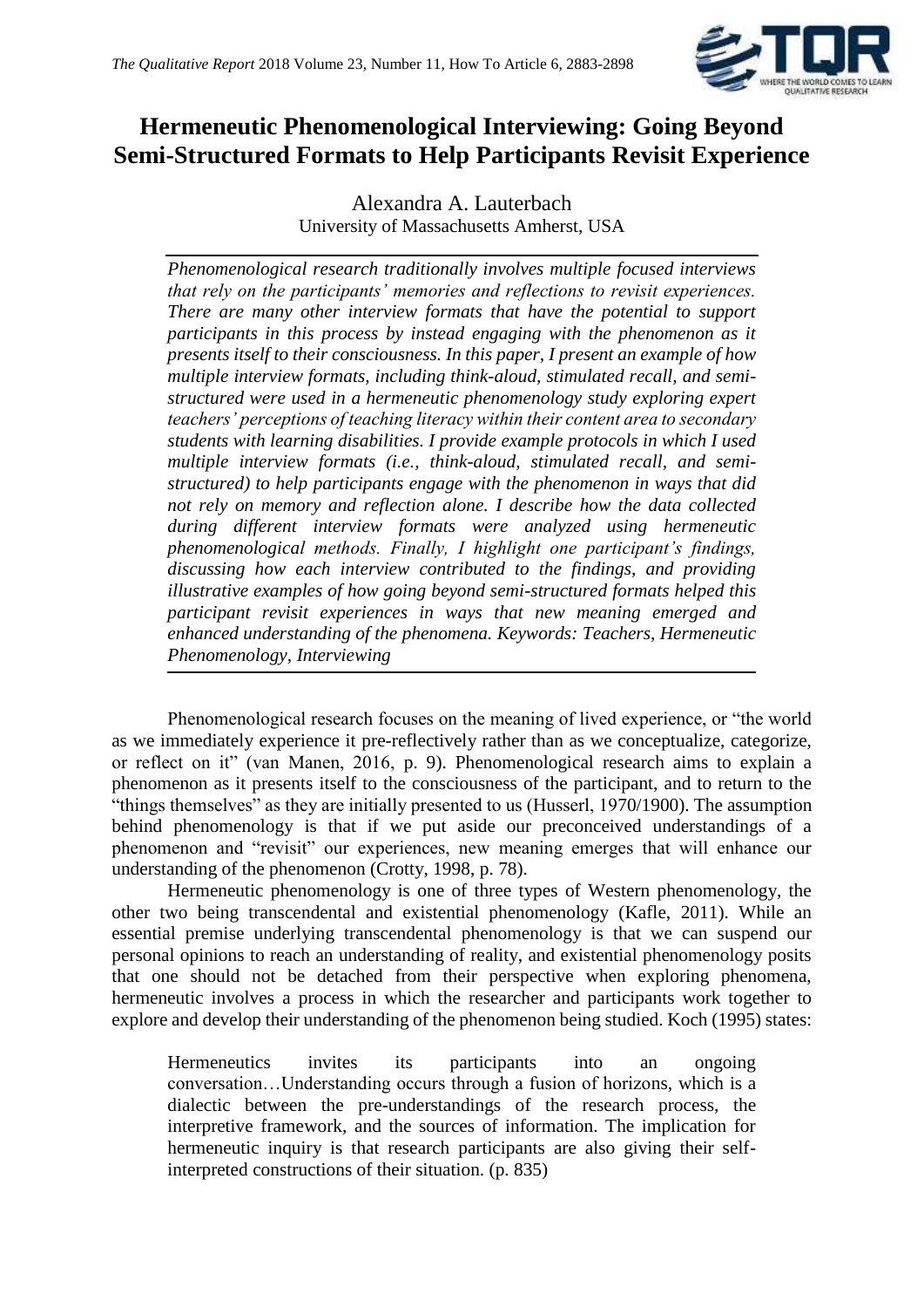# Hermeneutic Phenomenological Interviewing: Going Beyond Semi-Structured Formats to Help Participants Revisit Experience

Alexandra A. Lauterbach
University of Massachusetts Amherst, USA

*Phenomenological research traditionally involves multiple focused interviews that rely on the participants' memories and reflections to revisit experiences. There are many other interview formats that have the potential to support participants in this process by instead engaging with the phenomenon as it presents itself to their consciousness. In this paper, I present an example of how multiple interview formats, including think-aloud, stimulated recall, and semi-structured were used in a hermeneutic phenomenology study exploring expert teachers' perceptions of teaching literacy within their content area to secondary students with learning disabilities. I provide example protocols in which I used multiple interview formats (i.e., think-aloud, stimulated recall, and semi-structured) to help participants engage with the phenomenon in ways that did not rely on memory and reflection alone. I describe how the data collected during different interview formats were analyzed using hermeneutic phenomenological methods. Finally, I highlight one participant's findings, discussing how each interview contributed to the findings, and providing illustrative examples of how going beyond semi-structured formats helped this participant revisit experiences in ways that new meaning emerged and enhanced understanding of the phenomena. Keywords: Teachers, Hermeneutic Phenomenology, Interviewing*

Phenomenological research focuses on the meaning of lived experience, or "the world as we immediately experience it pre-reflectively rather than as we conceptualize, categorize, or reflect on it" (van Manen, 2016, p. 9). Phenomenological research aims to explain a phenomenon as it presents itself to the consciousness of the participant, and to return to the "things themselves" as they are initially presented to us (Husserl, 1970/1900). The assumption behind phenomenology is that if we put aside our preconceived understandings of a phenomenon and "revisit" our experiences, new meaning emerges that will enhance our understanding of the phenomenon (Crotty, 1998, p. 78).

Hermeneutic phenomenology is one of three types of Western phenomenology, the other two being transcendental and existential phenomenology (Kafle, 2011). While an essential premise underlying transcendental phenomenology is that we can suspend our personal opinions to reach an understanding of reality, and existential phenomenology posits that one should not be detached from their perspective when exploring phenomena, hermeneutic involves a process in which the researcher and participants work together to explore and develop their understanding of the phenomenon being studied. Koch (1995) states:

> Hermeneutics invites its participants into an ongoing conversation…Understanding occurs through a fusion of horizons, which is a dialectic between the pre-understandings of the research process, the interpretive framework, and the sources of information. The implication for hermeneutic inquiry is that research participants are also giving their self-interpreted constructions of their situation. (p. 835)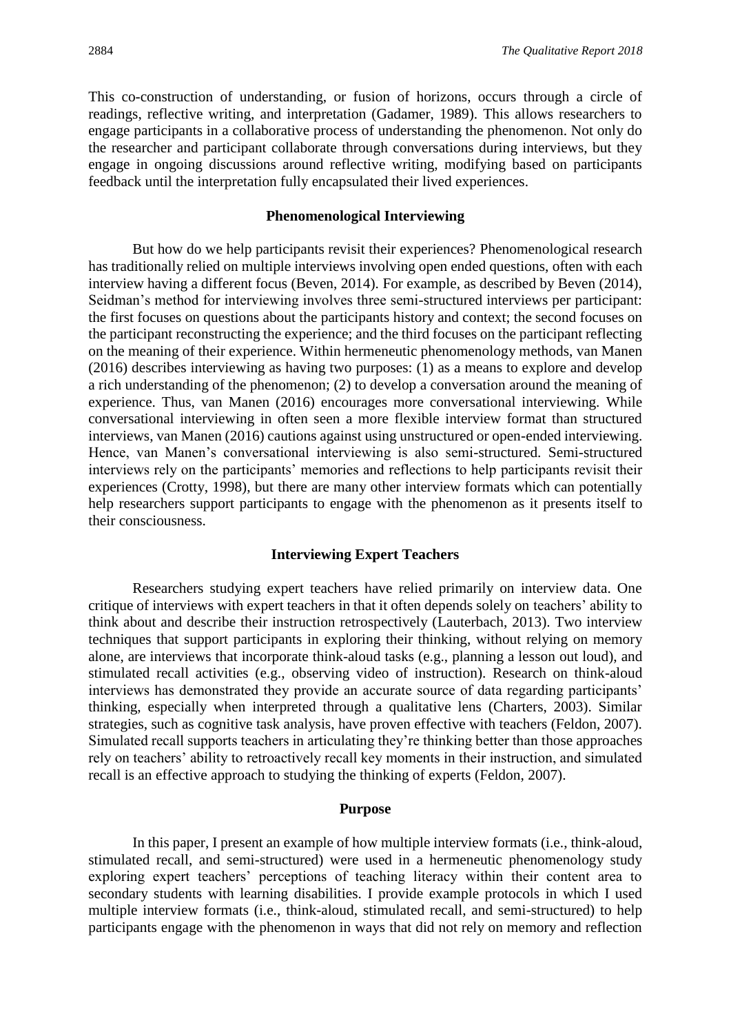This co-construction of understanding, or fusion of horizons, occurs through a circle of readings, reflective writing, and interpretation (Gadamer, 1989). This allows researchers to engage participants in a collaborative process of understanding the phenomenon. Not only do the researcher and participant collaborate through conversations during interviews, but they engage in ongoing discussions around reflective writing, modifying based on participants feedback until the interpretation fully encapsulated their lived experiences.

## Phenomenological Interviewing

But how do we help participants revisit their experiences? Phenomenological research has traditionally relied on multiple interviews involving open ended questions, often with each interview having a different focus (Beven, 2014). For example, as described by Beven (2014), Seidman's method for interviewing involves three semi-structured interviews per participant: the first focuses on questions about the participants history and context; the second focuses on the participant reconstructing the experience; and the third focuses on the participant reflecting on the meaning of their experience. Within hermeneutic phenomenology methods, van Manen (2016) describes interviewing as having two purposes: (1) as a means to explore and develop a rich understanding of the phenomenon; (2) to develop a conversation around the meaning of experience. Thus, van Manen (2016) encourages more conversational interviewing. While conversational interviewing in often seen a more flexible interview format than structured interviews, van Manen (2016) cautions against using unstructured or open-ended interviewing. Hence, van Manen's conversational interviewing is also semi-structured. Semi-structured interviews rely on the participants' memories and reflections to help participants revisit their experiences (Crotty, 1998), but there are many other interview formats which can potentially help researchers support participants to engage with the phenomenon as it presents itself to their consciousness.

## Interviewing Expert Teachers

Researchers studying expert teachers have relied primarily on interview data. One critique of interviews with expert teachers in that it often depends solely on teachers' ability to think about and describe their instruction retrospectively (Lauterbach, 2013). Two interview techniques that support participants in exploring their thinking, without relying on memory alone, are interviews that incorporate think-aloud tasks (e.g., planning a lesson out loud), and stimulated recall activities (e.g., observing video of instruction). Research on think-aloud interviews has demonstrated they provide an accurate source of data regarding participants' thinking, especially when interpreted through a qualitative lens (Charters, 2003). Similar strategies, such as cognitive task analysis, have proven effective with teachers (Feldon, 2007). Simulated recall supports teachers in articulating they're thinking better than those approaches rely on teachers' ability to retroactively recall key moments in their instruction, and simulated recall is an effective approach to studying the thinking of experts (Feldon, 2007).

## Purpose

In this paper, I present an example of how multiple interview formats (i.e., think-aloud, stimulated recall, and semi-structured) were used in a hermeneutic phenomenology study exploring expert teachers' perceptions of teaching literacy within their content area to secondary students with learning disabilities. I provide example protocols in which I used multiple interview formats (i.e., think-aloud, stimulated recall, and semi-structured) to help participants engage with the phenomenon in ways that did not rely on memory and reflection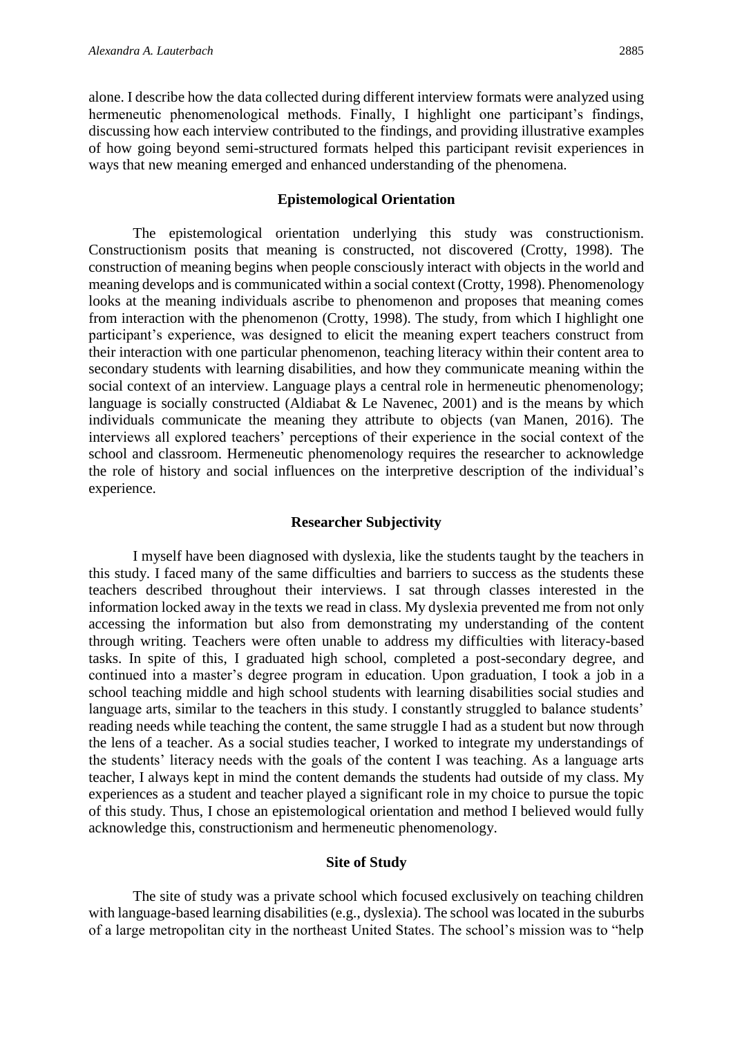alone. I describe how the data collected during different interview formats were analyzed using hermeneutic phenomenological methods. Finally, I highlight one participant's findings, discussing how each interview contributed to the findings, and providing illustrative examples of how going beyond semi-structured formats helped this participant revisit experiences in ways that new meaning emerged and enhanced understanding of the phenomena.

## Epistemological Orientation

The epistemological orientation underlying this study was constructionism. Constructionism posits that meaning is constructed, not discovered (Crotty, 1998). The construction of meaning begins when people consciously interact with objects in the world and meaning develops and is communicated within a social context (Crotty, 1998). Phenomenology looks at the meaning individuals ascribe to phenomenon and proposes that meaning comes from interaction with the phenomenon (Crotty, 1998). The study, from which I highlight one participant's experience, was designed to elicit the meaning expert teachers construct from their interaction with one particular phenomenon, teaching literacy within their content area to secondary students with learning disabilities, and how they communicate meaning within the social context of an interview. Language plays a central role in hermeneutic phenomenology; language is socially constructed (Aldiabat & Le Navenec, 2001) and is the means by which individuals communicate the meaning they attribute to objects (van Manen, 2016). The interviews all explored teachers' perceptions of their experience in the social context of the school and classroom. Hermeneutic phenomenology requires the researcher to acknowledge the role of history and social influences on the interpretive description of the individual's experience.

## Researcher Subjectivity

I myself have been diagnosed with dyslexia, like the students taught by the teachers in this study. I faced many of the same difficulties and barriers to success as the students these teachers described throughout their interviews. I sat through classes interested in the information locked away in the texts we read in class. My dyslexia prevented me from not only accessing the information but also from demonstrating my understanding of the content through writing. Teachers were often unable to address my difficulties with literacy-based tasks. In spite of this, I graduated high school, completed a post-secondary degree, and continued into a master's degree program in education. Upon graduation, I took a job in a school teaching middle and high school students with learning disabilities social studies and language arts, similar to the teachers in this study. I constantly struggled to balance students' reading needs while teaching the content, the same struggle I had as a student but now through the lens of a teacher. As a social studies teacher, I worked to integrate my understandings of the students' literacy needs with the goals of the content I was teaching. As a language arts teacher, I always kept in mind the content demands the students had outside of my class. My experiences as a student and teacher played a significant role in my choice to pursue the topic of this study. Thus, I chose an epistemological orientation and method I believed would fully acknowledge this, constructionism and hermeneutic phenomenology.

## Site of Study

The site of study was a private school which focused exclusively on teaching children with language-based learning disabilities (e.g., dyslexia). The school was located in the suburbs of a large metropolitan city in the northeast United States. The school's mission was to "help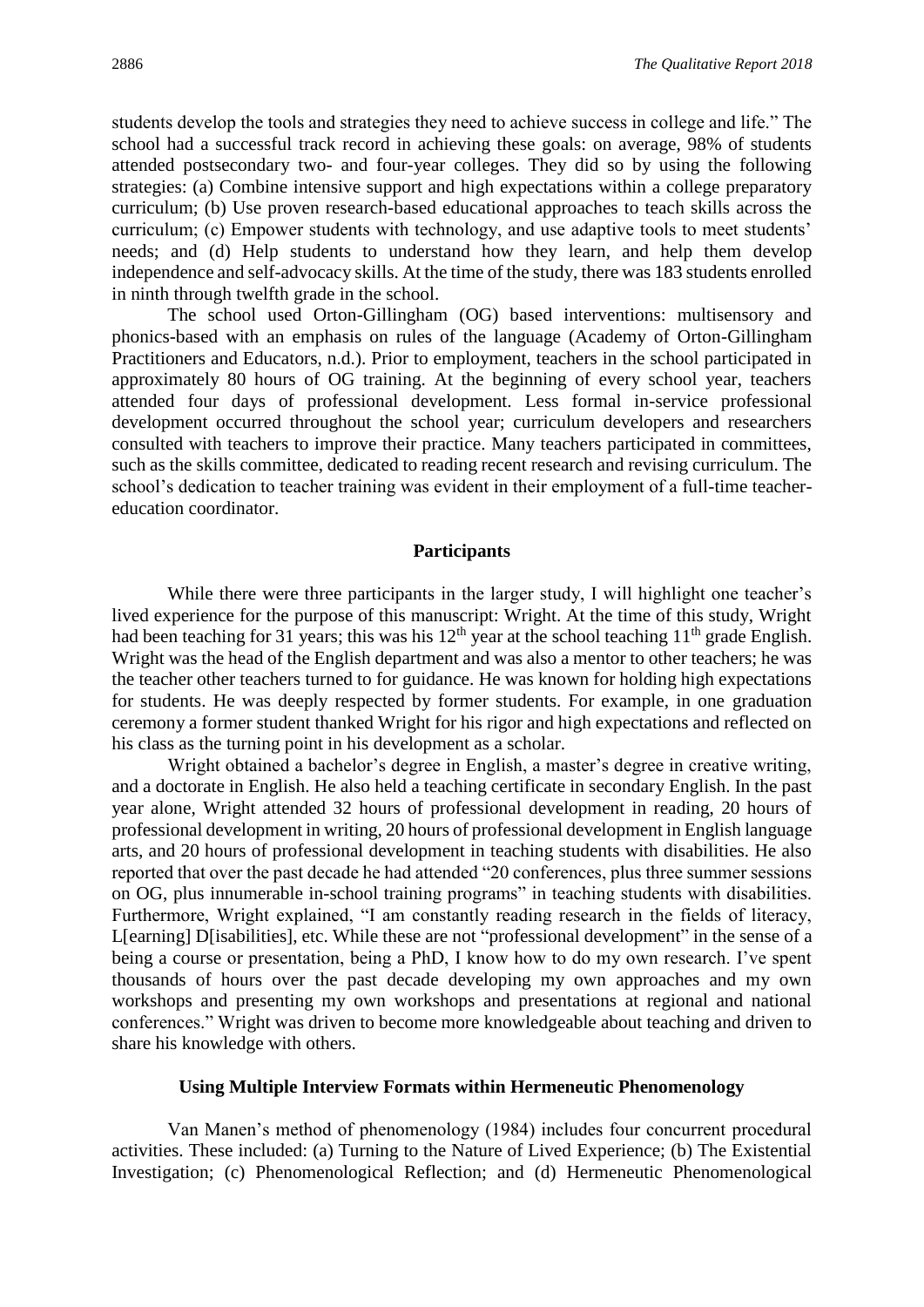students develop the tools and strategies they need to achieve success in college and life." The school had a successful track record in achieving these goals: on average, 98% of students attended postsecondary two- and four-year colleges. They did so by using the following strategies: (a) Combine intensive support and high expectations within a college preparatory curriculum; (b) Use proven research-based educational approaches to teach skills across the curriculum; (c) Empower students with technology, and use adaptive tools to meet students' needs; and (d) Help students to understand how they learn, and help them develop independence and self-advocacy skills. At the time of the study, there was 183 students enrolled in ninth through twelfth grade in the school.

The school used Orton-Gillingham (OG) based interventions: multisensory and phonics-based with an emphasis on rules of the language (Academy of Orton-Gillingham Practitioners and Educators, n.d.). Prior to employment, teachers in the school participated in approximately 80 hours of OG training. At the beginning of every school year, teachers attended four days of professional development. Less formal in-service professional development occurred throughout the school year; curriculum developers and researchers consulted with teachers to improve their practice. Many teachers participated in committees, such as the skills committee, dedicated to reading recent research and revising curriculum. The school's dedication to teacher training was evident in their employment of a full-time teacher-education coordinator.

## Participants

While there were three participants in the larger study, I will highlight one teacher's lived experience for the purpose of this manuscript: Wright. At the time of this study, Wright had been teaching for 31 years; this was his 12th year at the school teaching 11th grade English. Wright was the head of the English department and was also a mentor to other teachers; he was the teacher other teachers turned to for guidance. He was known for holding high expectations for students. He was deeply respected by former students. For example, in one graduation ceremony a former student thanked Wright for his rigor and high expectations and reflected on his class as the turning point in his development as a scholar.

Wright obtained a bachelor's degree in English, a master's degree in creative writing, and a doctorate in English. He also held a teaching certificate in secondary English. In the past year alone, Wright attended 32 hours of professional development in reading, 20 hours of professional development in writing, 20 hours of professional development in English language arts, and 20 hours of professional development in teaching students with disabilities. He also reported that over the past decade he had attended "20 conferences, plus three summer sessions on OG, plus innumerable in-school training programs" in teaching students with disabilities. Furthermore, Wright explained, "I am constantly reading research in the fields of literacy, L[earning] D[isabilities], etc. While these are not "professional development" in the sense of a being a course or presentation, being a PhD, I know how to do my own research. I've spent thousands of hours over the past decade developing my own approaches and my own workshops and presenting my own workshops and presentations at regional and national conferences." Wright was driven to become more knowledgeable about teaching and driven to share his knowledge with others.

## Using Multiple Interview Formats within Hermeneutic Phenomenology

Van Manen's method of phenomenology (1984) includes four concurrent procedural activities. These included: (a) Turning to the Nature of Lived Experience; (b) The Existential Investigation; (c) Phenomenological Reflection; and (d) Hermeneutic Phenomenological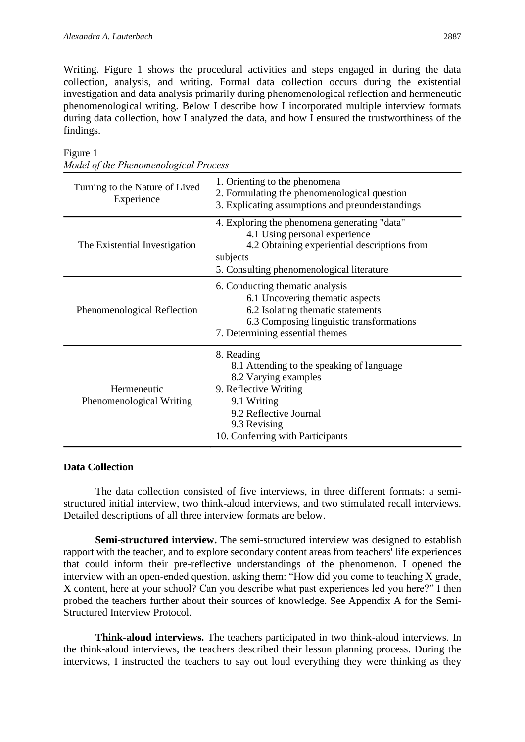Writing. Figure 1 shows the procedural activities and steps engaged in during the data collection, analysis, and writing. Formal data collection occurs during the existential investigation and data analysis primarily during phenomenological reflection and hermeneutic phenomenological writing. Below I describe how I incorporated multiple interview formats during data collection, how I analyzed the data, and how I ensured the trustworthiness of the findings.

Figure 1
*Model of the Phenomenological Process*

| | |
|---|---|
| Turning to the Nature of Lived Experience | 1. Orienting to the phenomena<br>2. Formulating the phenomenological question<br>3. Explicating assumptions and preunderstandings |
| The Existential Investigation | 4. Exploring the phenomena generating "data"<br>4.1 Using personal experience<br>4.2 Obtaining experiential descriptions from subjects<br>5. Consulting phenomenological literature |
| Phenomenological Reflection | 6. Conducting thematic analysis<br>6.1 Uncovering thematic aspects<br>6.2 Isolating thematic statements<br>6.3 Composing linguistic transformations<br>7. Determining essential themes |
| Hermeneutic Phenomenological Writing | 8. Reading<br>8.1 Attending to the speaking of language<br>8.2 Varying examples<br>9. Reflective Writing<br>9.1 Writing<br>9.2 Reflective Journal<br>9.3 Revising<br>10. Conferring with Participants |

### Data Collection

The data collection consisted of five interviews, in three different formats: a semi-structured initial interview, two think-aloud interviews, and two stimulated recall interviews. Detailed descriptions of all three interview formats are below.

**Semi-structured interview.** The semi-structured interview was designed to establish rapport with the teacher, and to explore secondary content areas from teachers' life experiences that could inform their pre-reflective understandings of the phenomenon. I opened the interview with an open-ended question, asking them: "How did you come to teaching X grade, X content, here at your school? Can you describe what past experiences led you here?" I then probed the teachers further about their sources of knowledge. See Appendix A for the Semi-Structured Interview Protocol.

**Think-aloud interviews.** The teachers participated in two think-aloud interviews. In the think-aloud interviews, the teachers described their lesson planning process. During the interviews, I instructed the teachers to say out loud everything they were thinking as they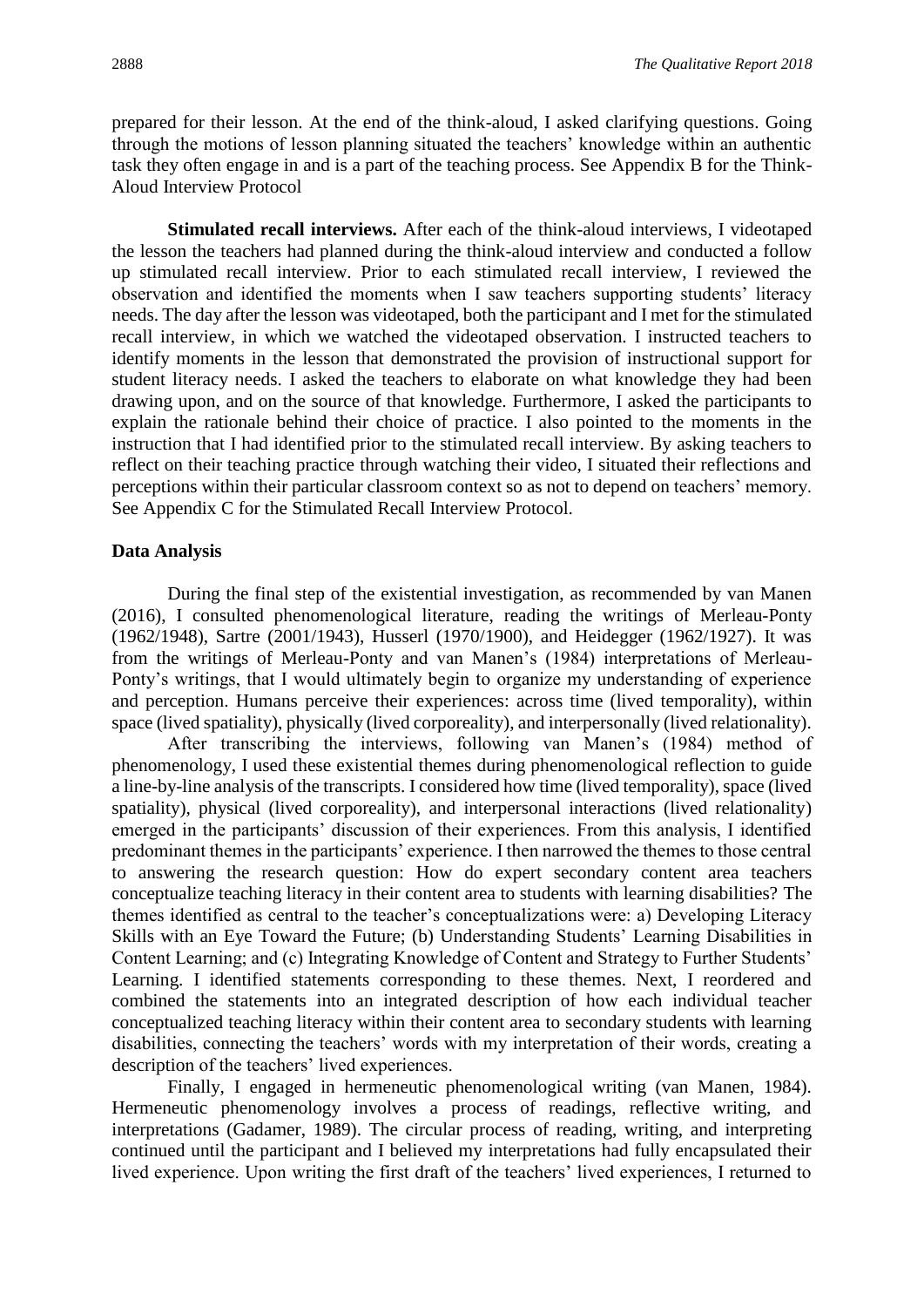prepared for their lesson. At the end of the think-aloud, I asked clarifying questions. Going through the motions of lesson planning situated the teachers' knowledge within an authentic task they often engage in and is a part of the teaching process. See Appendix B for the Think-Aloud Interview Protocol

**Stimulated recall interviews.** After each of the think-aloud interviews, I videotaped the lesson the teachers had planned during the think-aloud interview and conducted a follow up stimulated recall interview. Prior to each stimulated recall interview, I reviewed the observation and identified the moments when I saw teachers supporting students' literacy needs. The day after the lesson was videotaped, both the participant and I met for the stimulated recall interview, in which we watched the videotaped observation. I instructed teachers to identify moments in the lesson that demonstrated the provision of instructional support for student literacy needs. I asked the teachers to elaborate on what knowledge they had been drawing upon, and on the source of that knowledge. Furthermore, I asked the participants to explain the rationale behind their choice of practice. I also pointed to the moments in the instruction that I had identified prior to the stimulated recall interview. By asking teachers to reflect on their teaching practice through watching their video, I situated their reflections and perceptions within their particular classroom context so as not to depend on teachers' memory. See Appendix C for the Stimulated Recall Interview Protocol.

### Data Analysis

During the final step of the existential investigation, as recommended by van Manen (2016), I consulted phenomenological literature, reading the writings of Merleau-Ponty (1962/1948), Sartre (2001/1943), Husserl (1970/1900), and Heidegger (1962/1927). It was from the writings of Merleau-Ponty and van Manen's (1984) interpretations of Merleau-Ponty's writings, that I would ultimately begin to organize my understanding of experience and perception. Humans perceive their experiences: across time (lived temporality), within space (lived spatiality), physically (lived corporeality), and interpersonally (lived relationality).

After transcribing the interviews, following van Manen's (1984) method of phenomenology, I used these existential themes during phenomenological reflection to guide a line-by-line analysis of the transcripts. I considered how time (lived temporality), space (lived spatiality), physical (lived corporeality), and interpersonal interactions (lived relationality) emerged in the participants' discussion of their experiences. From this analysis, I identified predominant themes in the participants' experience. I then narrowed the themes to those central to answering the research question: How do expert secondary content area teachers conceptualize teaching literacy in their content area to students with learning disabilities? The themes identified as central to the teacher's conceptualizations were: a) Developing Literacy Skills with an Eye Toward the Future; (b) Understanding Students' Learning Disabilities in Content Learning; and (c) Integrating Knowledge of Content and Strategy to Further Students' Learning. I identified statements corresponding to these themes. Next, I reordered and combined the statements into an integrated description of how each individual teacher conceptualized teaching literacy within their content area to secondary students with learning disabilities, connecting the teachers' words with my interpretation of their words, creating a description of the teachers' lived experiences.

Finally, I engaged in hermeneutic phenomenological writing (van Manen, 1984). Hermeneutic phenomenology involves a process of readings, reflective writing, and interpretations (Gadamer, 1989). The circular process of reading, writing, and interpreting continued until the participant and I believed my interpretations had fully encapsulated their lived experience. Upon writing the first draft of the teachers' lived experiences, I returned to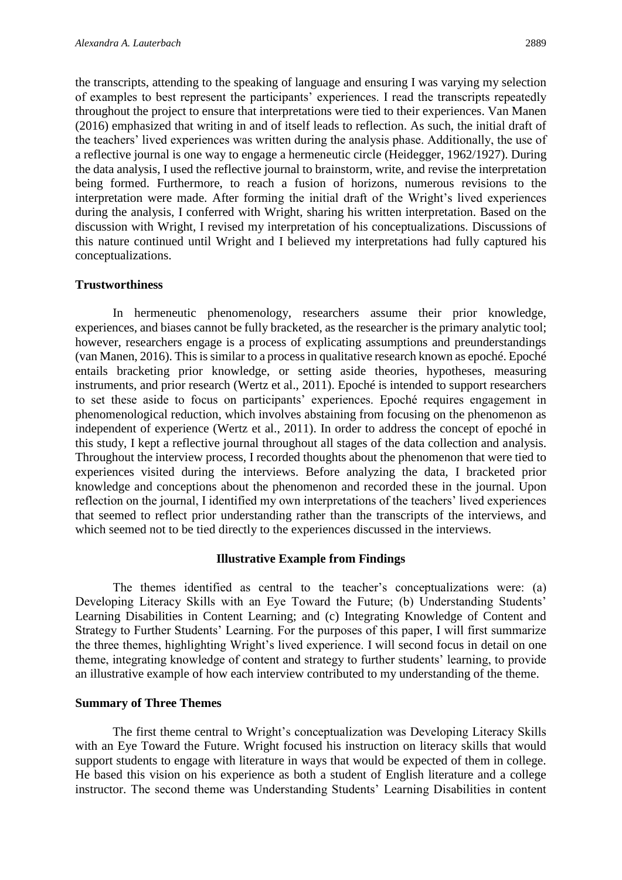the transcripts, attending to the speaking of language and ensuring I was varying my selection of examples to best represent the participants' experiences. I read the transcripts repeatedly throughout the project to ensure that interpretations were tied to their experiences. Van Manen (2016) emphasized that writing in and of itself leads to reflection. As such, the initial draft of the teachers' lived experiences was written during the analysis phase. Additionally, the use of a reflective journal is one way to engage a hermeneutic circle (Heidegger, 1962/1927). During the data analysis, I used the reflective journal to brainstorm, write, and revise the interpretation being formed. Furthermore, to reach a fusion of horizons, numerous revisions to the interpretation were made. After forming the initial draft of the Wright's lived experiences during the analysis, I conferred with Wright, sharing his written interpretation. Based on the discussion with Wright, I revised my interpretation of his conceptualizations. Discussions of this nature continued until Wright and I believed my interpretations had fully captured his conceptualizations.

### Trustworthiness

In hermeneutic phenomenology, researchers assume their prior knowledge, experiences, and biases cannot be fully bracketed, as the researcher is the primary analytic tool; however, researchers engage is a process of explicating assumptions and preunderstandings (van Manen, 2016). This is similar to a process in qualitative research known as epoché. Epoché entails bracketing prior knowledge, or setting aside theories, hypotheses, measuring instruments, and prior research (Wertz et al., 2011). Epoché is intended to support researchers to set these aside to focus on participants' experiences. Epoché requires engagement in phenomenological reduction, which involves abstaining from focusing on the phenomenon as independent of experience (Wertz et al., 2011). In order to address the concept of epoché in this study, I kept a reflective journal throughout all stages of the data collection and analysis. Throughout the interview process, I recorded thoughts about the phenomenon that were tied to experiences visited during the interviews. Before analyzing the data, I bracketed prior knowledge and conceptions about the phenomenon and recorded these in the journal. Upon reflection on the journal, I identified my own interpretations of the teachers' lived experiences that seemed to reflect prior understanding rather than the transcripts of the interviews, and which seemed not to be tied directly to the experiences discussed in the interviews.

## Illustrative Example from Findings

The themes identified as central to the teacher's conceptualizations were: (a) Developing Literacy Skills with an Eye Toward the Future; (b) Understanding Students' Learning Disabilities in Content Learning; and (c) Integrating Knowledge of Content and Strategy to Further Students' Learning. For the purposes of this paper, I will first summarize the three themes, highlighting Wright's lived experience. I will second focus in detail on one theme, integrating knowledge of content and strategy to further students' learning, to provide an illustrative example of how each interview contributed to my understanding of the theme.

### Summary of Three Themes

The first theme central to Wright's conceptualization was Developing Literacy Skills with an Eye Toward the Future. Wright focused his instruction on literacy skills that would support students to engage with literature in ways that would be expected of them in college. He based this vision on his experience as both a student of English literature and a college instructor. The second theme was Understanding Students' Learning Disabilities in content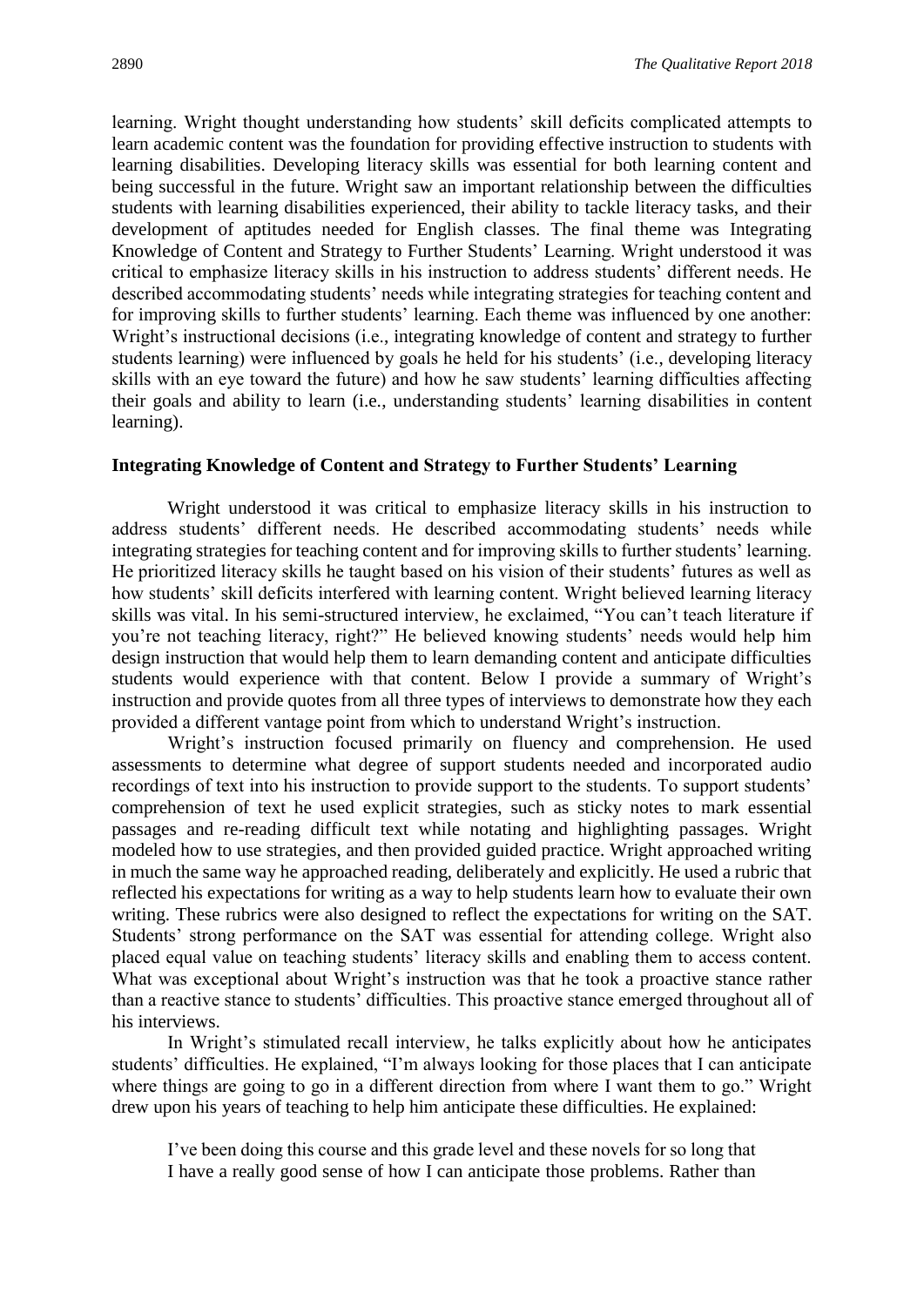learning. Wright thought understanding how students' skill deficits complicated attempts to learn academic content was the foundation for providing effective instruction to students with learning disabilities. Developing literacy skills was essential for both learning content and being successful in the future. Wright saw an important relationship between the difficulties students with learning disabilities experienced, their ability to tackle literacy tasks, and their development of aptitudes needed for English classes. The final theme was Integrating Knowledge of Content and Strategy to Further Students' Learning. Wright understood it was critical to emphasize literacy skills in his instruction to address students' different needs. He described accommodating students' needs while integrating strategies for teaching content and for improving skills to further students' learning. Each theme was influenced by one another: Wright's instructional decisions (i.e., integrating knowledge of content and strategy to further students learning) were influenced by goals he held for his students' (i.e., developing literacy skills with an eye toward the future) and how he saw students' learning difficulties affecting their goals and ability to learn (i.e., understanding students' learning disabilities in content learning).

### Integrating Knowledge of Content and Strategy to Further Students' Learning

Wright understood it was critical to emphasize literacy skills in his instruction to address students' different needs. He described accommodating students' needs while integrating strategies for teaching content and for improving skills to further students' learning. He prioritized literacy skills he taught based on his vision of their students' futures as well as how students' skill deficits interfered with learning content. Wright believed learning literacy skills was vital. In his semi-structured interview, he exclaimed, "You can't teach literature if you're not teaching literacy, right?" He believed knowing students' needs would help him design instruction that would help them to learn demanding content and anticipate difficulties students would experience with that content. Below I provide a summary of Wright's instruction and provide quotes from all three types of interviews to demonstrate how they each provided a different vantage point from which to understand Wright's instruction.

Wright's instruction focused primarily on fluency and comprehension. He used assessments to determine what degree of support students needed and incorporated audio recordings of text into his instruction to provide support to the students. To support students' comprehension of text he used explicit strategies, such as sticky notes to mark essential passages and re-reading difficult text while notating and highlighting passages. Wright modeled how to use strategies, and then provided guided practice. Wright approached writing in much the same way he approached reading, deliberately and explicitly. He used a rubric that reflected his expectations for writing as a way to help students learn how to evaluate their own writing. These rubrics were also designed to reflect the expectations for writing on the SAT. Students' strong performance on the SAT was essential for attending college. Wright also placed equal value on teaching students' literacy skills and enabling them to access content. What was exceptional about Wright's instruction was that he took a proactive stance rather than a reactive stance to students' difficulties. This proactive stance emerged throughout all of his interviews.

In Wright's stimulated recall interview, he talks explicitly about how he anticipates students' difficulties. He explained, "I'm always looking for those places that I can anticipate where things are going to go in a different direction from where I want them to go." Wright drew upon his years of teaching to help him anticipate these difficulties. He explained:

> I've been doing this course and this grade level and these novels for so long that I have a really good sense of how I can anticipate those problems. Rather than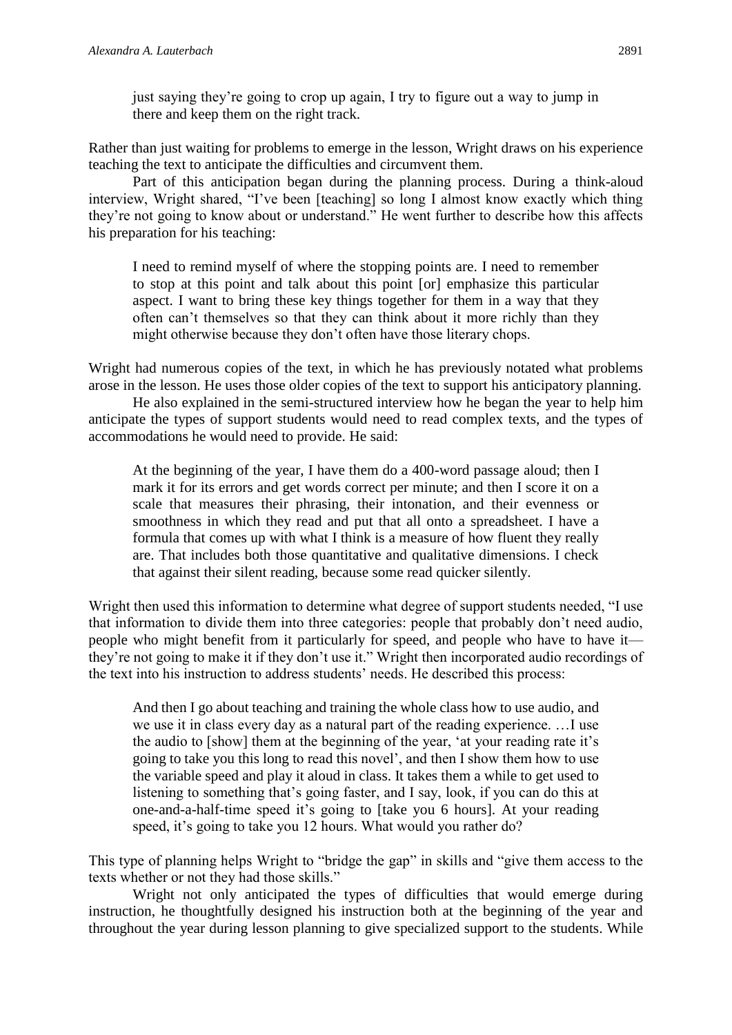> just saying they're going to crop up again, I try to figure out a way to jump in there and keep them on the right track.

Rather than just waiting for problems to emerge in the lesson, Wright draws on his experience teaching the text to anticipate the difficulties and circumvent them.

Part of this anticipation began during the planning process. During a think-aloud interview, Wright shared, "I've been [teaching] so long I almost know exactly which thing they're not going to know about or understand." He went further to describe how this affects his preparation for his teaching:

> I need to remind myself of where the stopping points are. I need to remember to stop at this point and talk about this point [or] emphasize this particular aspect. I want to bring these key things together for them in a way that they often can't themselves so that they can think about it more richly than they might otherwise because they don't often have those literary chops.

Wright had numerous copies of the text, in which he has previously notated what problems arose in the lesson. He uses those older copies of the text to support his anticipatory planning.

He also explained in the semi-structured interview how he began the year to help him anticipate the types of support students would need to read complex texts, and the types of accommodations he would need to provide. He said:

> At the beginning of the year, I have them do a 400-word passage aloud; then I mark it for its errors and get words correct per minute; and then I score it on a scale that measures their phrasing, their intonation, and their evenness or smoothness in which they read and put that all onto a spreadsheet. I have a formula that comes up with what I think is a measure of how fluent they really are. That includes both those quantitative and qualitative dimensions. I check that against their silent reading, because some read quicker silently.

Wright then used this information to determine what degree of support students needed, "I use that information to divide them into three categories: people that probably don't need audio, people who might benefit from it particularly for speed, and people who have to have it—they're not going to make it if they don't use it." Wright then incorporated audio recordings of the text into his instruction to address students' needs. He described this process:

> And then I go about teaching and training the whole class how to use audio, and we use it in class every day as a natural part of the reading experience. …I use the audio to [show] them at the beginning of the year, 'at your reading rate it's going to take you this long to read this novel', and then I show them how to use the variable speed and play it aloud in class. It takes them a while to get used to listening to something that's going faster, and I say, look, if you can do this at one-and-a-half-time speed it's going to [take you 6 hours]. At your reading speed, it's going to take you 12 hours. What would you rather do?

This type of planning helps Wright to "bridge the gap" in skills and "give them access to the texts whether or not they had those skills."

Wright not only anticipated the types of difficulties that would emerge during instruction, he thoughtfully designed his instruction both at the beginning of the year and throughout the year during lesson planning to give specialized support to the students. While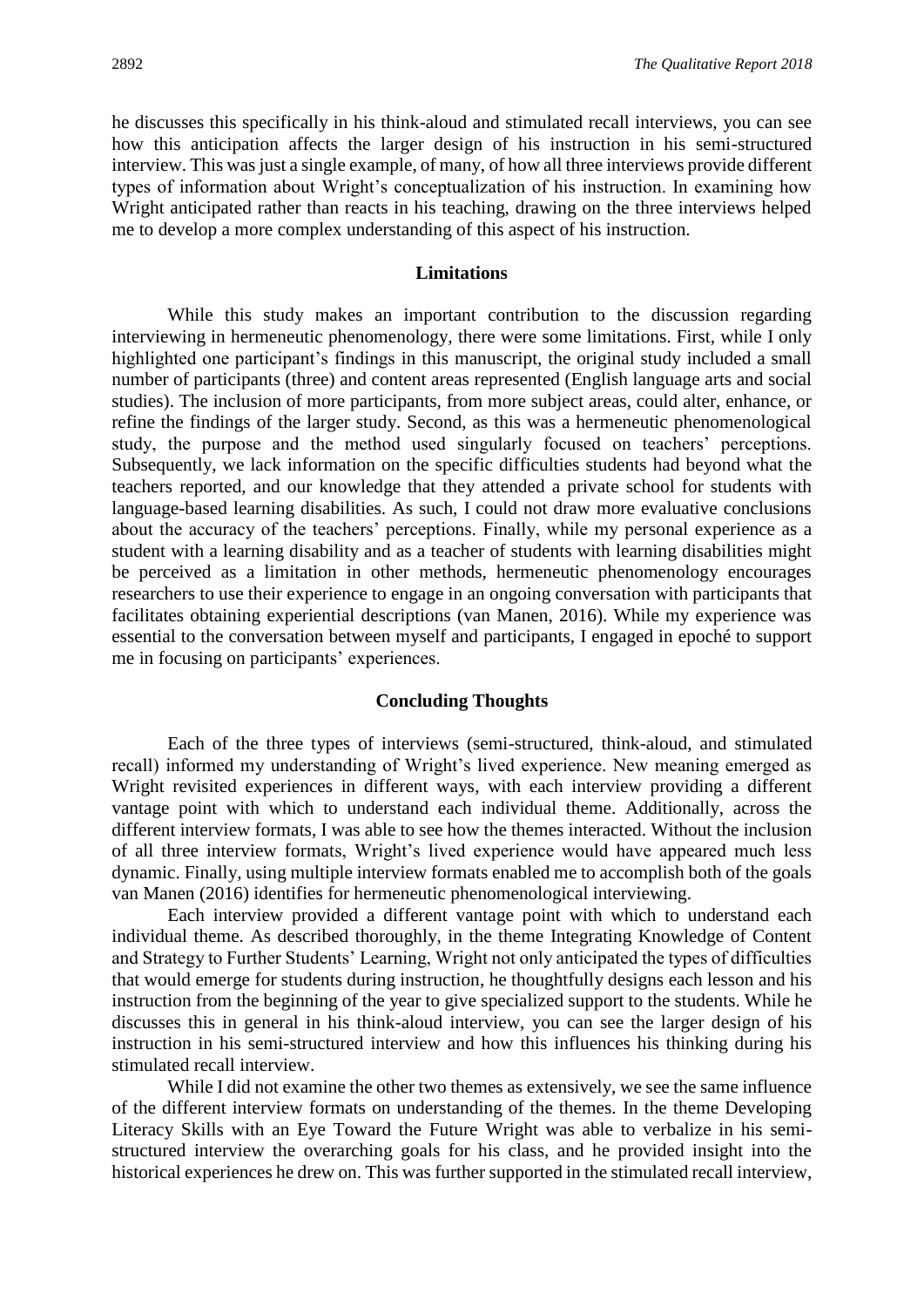he discusses this specifically in his think-aloud and stimulated recall interviews, you can see how this anticipation affects the larger design of his instruction in his semi-structured interview. This was just a single example, of many, of how all three interviews provide different types of information about Wright's conceptualization of his instruction. In examining how Wright anticipated rather than reacts in his teaching, drawing on the three interviews helped me to develop a more complex understanding of this aspect of his instruction.

## Limitations

While this study makes an important contribution to the discussion regarding interviewing in hermeneutic phenomenology, there were some limitations. First, while I only highlighted one participant's findings in this manuscript, the original study included a small number of participants (three) and content areas represented (English language arts and social studies). The inclusion of more participants, from more subject areas, could alter, enhance, or refine the findings of the larger study. Second, as this was a hermeneutic phenomenological study, the purpose and the method used singularly focused on teachers' perceptions. Subsequently, we lack information on the specific difficulties students had beyond what the teachers reported, and our knowledge that they attended a private school for students with language-based learning disabilities. As such, I could not draw more evaluative conclusions about the accuracy of the teachers' perceptions. Finally, while my personal experience as a student with a learning disability and as a teacher of students with learning disabilities might be perceived as a limitation in other methods, hermeneutic phenomenology encourages researchers to use their experience to engage in an ongoing conversation with participants that facilitates obtaining experiential descriptions (van Manen, 2016). While my experience was essential to the conversation between myself and participants, I engaged in epoché to support me in focusing on participants' experiences.

## Concluding Thoughts

Each of the three types of interviews (semi-structured, think-aloud, and stimulated recall) informed my understanding of Wright's lived experience. New meaning emerged as Wright revisited experiences in different ways, with each interview providing a different vantage point with which to understand each individual theme. Additionally, across the different interview formats, I was able to see how the themes interacted. Without the inclusion of all three interview formats, Wright's lived experience would have appeared much less dynamic. Finally, using multiple interview formats enabled me to accomplish both of the goals van Manen (2016) identifies for hermeneutic phenomenological interviewing.

Each interview provided a different vantage point with which to understand each individual theme. As described thoroughly, in the theme Integrating Knowledge of Content and Strategy to Further Students' Learning, Wright not only anticipated the types of difficulties that would emerge for students during instruction, he thoughtfully designs each lesson and his instruction from the beginning of the year to give specialized support to the students. While he discusses this in general in his think-aloud interview, you can see the larger design of his instruction in his semi-structured interview and how this influences his thinking during his stimulated recall interview.

While I did not examine the other two themes as extensively, we see the same influence of the different interview formats on understanding of the themes. In the theme Developing Literacy Skills with an Eye Toward the Future Wright was able to verbalize in his semi-structured interview the overarching goals for his class, and he provided insight into the historical experiences he drew on. This was further supported in the stimulated recall interview,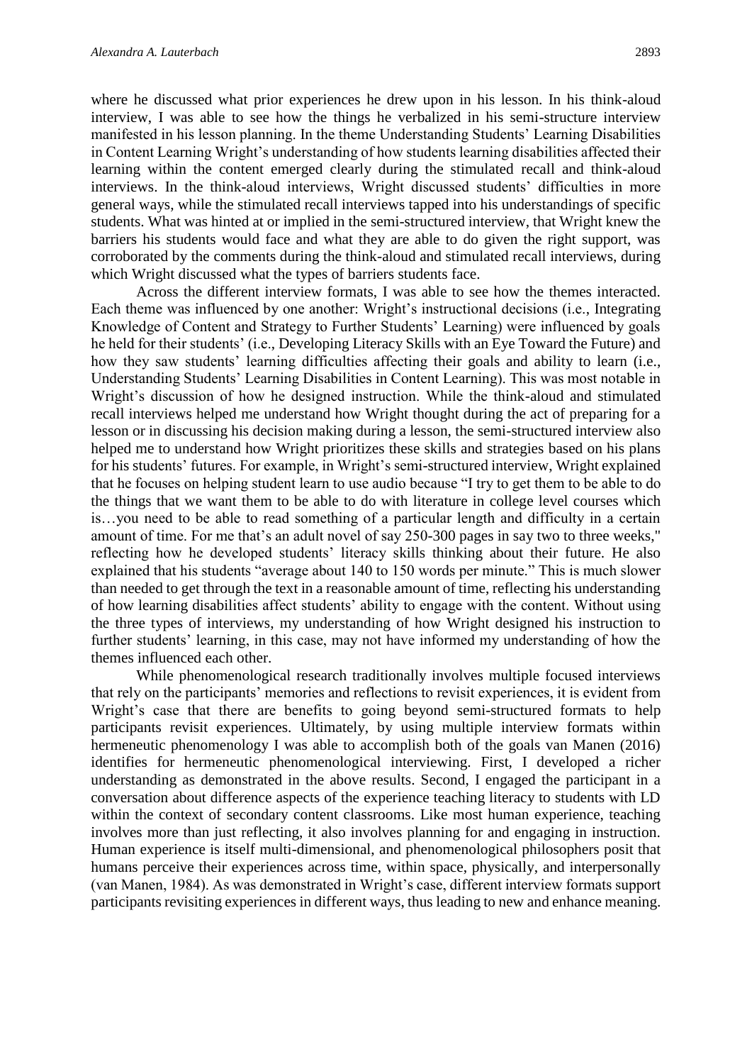where he discussed what prior experiences he drew upon in his lesson. In his think-aloud interview, I was able to see how the things he verbalized in his semi-structure interview manifested in his lesson planning. In the theme Understanding Students' Learning Disabilities in Content Learning Wright's understanding of how students learning disabilities affected their learning within the content emerged clearly during the stimulated recall and think-aloud interviews. In the think-aloud interviews, Wright discussed students' difficulties in more general ways, while the stimulated recall interviews tapped into his understandings of specific students. What was hinted at or implied in the semi-structured interview, that Wright knew the barriers his students would face and what they are able to do given the right support, was corroborated by the comments during the think-aloud and stimulated recall interviews, during which Wright discussed what the types of barriers students face.

Across the different interview formats, I was able to see how the themes interacted. Each theme was influenced by one another: Wright's instructional decisions (i.e., Integrating Knowledge of Content and Strategy to Further Students' Learning) were influenced by goals he held for their students' (i.e., Developing Literacy Skills with an Eye Toward the Future) and how they saw students' learning difficulties affecting their goals and ability to learn (i.e., Understanding Students' Learning Disabilities in Content Learning). This was most notable in Wright's discussion of how he designed instruction. While the think-aloud and stimulated recall interviews helped me understand how Wright thought during the act of preparing for a lesson or in discussing his decision making during a lesson, the semi-structured interview also helped me to understand how Wright prioritizes these skills and strategies based on his plans for his students' futures. For example, in Wright's semi-structured interview, Wright explained that he focuses on helping student learn to use audio because "I try to get them to be able to do the things that we want them to be able to do with literature in college level courses which is…you need to be able to read something of a particular length and difficulty in a certain amount of time. For me that's an adult novel of say 250-300 pages in say two to three weeks," reflecting how he developed students' literacy skills thinking about their future. He also explained that his students "average about 140 to 150 words per minute." This is much slower than needed to get through the text in a reasonable amount of time, reflecting his understanding of how learning disabilities affect students' ability to engage with the content. Without using the three types of interviews, my understanding of how Wright designed his instruction to further students' learning, in this case, may not have informed my understanding of how the themes influenced each other.

While phenomenological research traditionally involves multiple focused interviews that rely on the participants' memories and reflections to revisit experiences, it is evident from Wright's case that there are benefits to going beyond semi-structured formats to help participants revisit experiences. Ultimately, by using multiple interview formats within hermeneutic phenomenology I was able to accomplish both of the goals van Manen (2016) identifies for hermeneutic phenomenological interviewing. First, I developed a richer understanding as demonstrated in the above results. Second, I engaged the participant in a conversation about difference aspects of the experience teaching literacy to students with LD within the context of secondary content classrooms. Like most human experience, teaching involves more than just reflecting, it also involves planning for and engaging in instruction. Human experience is itself multi-dimensional, and phenomenological philosophers posit that humans perceive their experiences across time, within space, physically, and interpersonally (van Manen, 1984). As was demonstrated in Wright's case, different interview formats support participants revisiting experiences in different ways, thus leading to new and enhance meaning.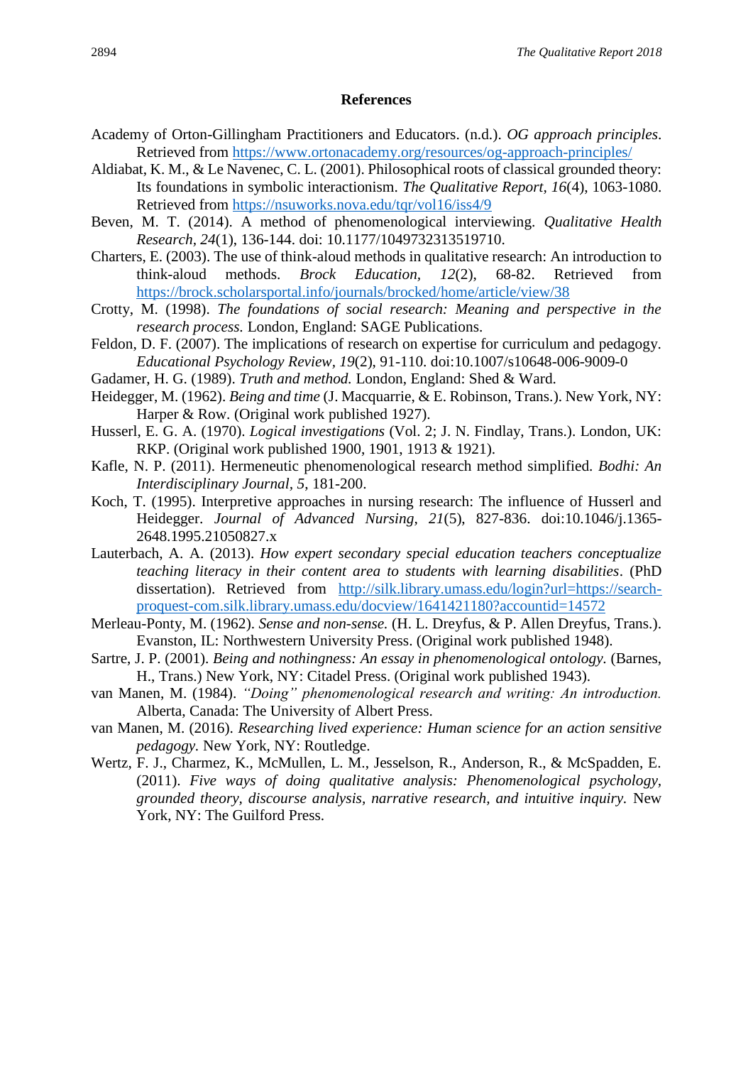## References

Academy of Orton-Gillingham Practitioners and Educators. (n.d.). *OG approach principles*. Retrieved from https://www.ortonacademy.org/resources/og-approach-principles/

Aldiabat, K. M., & Le Navenec, C. L. (2001). Philosophical roots of classical grounded theory: Its foundations in symbolic interactionism. *The Qualitative Report*, *16*(4), 1063-1080. Retrieved from https://nsuworks.nova.edu/tqr/vol16/iss4/9

Beven, M. T. (2014). A method of phenomenological interviewing. *Qualitative Health Research, 24*(1), 136-144. doi: 10.1177/1049732313519710.

Charters, E. (2003). The use of think-aloud methods in qualitative research: An introduction to think-aloud methods. *Brock Education, 12*(2), 68-82. Retrieved from https://brock.scholarsportal.info/journals/brocked/home/article/view/38

Crotty, M. (1998). *The foundations of social research: Meaning and perspective in the research process.* London, England: SAGE Publications.

Feldon, D. F. (2007). The implications of research on expertise for curriculum and pedagogy. *Educational Psychology Review, 19*(2), 91-110. doi:10.1007/s10648-006-9009-0

Gadamer, H. G. (1989). *Truth and method.* London, England: Shed & Ward.

Heidegger, M. (1962). *Being and time* (J. Macquarrie, & E. Robinson, Trans.). New York, NY: Harper & Row. (Original work published 1927).

Husserl, E. G. A. (1970). *Logical investigations* (Vol. 2; J. N. Findlay, Trans.). London, UK: RKP. (Original work published 1900, 1901, 1913 & 1921).

Kafle, N. P. (2011). Hermeneutic phenomenological research method simplified. *Bodhi: An Interdisciplinary Journal, 5*, 181-200.

Koch, T. (1995). Interpretive approaches in nursing research: The influence of Husserl and Heidegger. *Journal of Advanced Nursing*, *21*(5), 827-836. doi:10.1046/j.1365-2648.1995.21050827.x

Lauterbach, A. A. (2013). *How expert secondary special education teachers conceptualize teaching literacy in their content area to students with learning disabilities*. (PhD dissertation). Retrieved from http://silk.library.umass.edu/login?url=https://search-proquest-com.silk.library.umass.edu/docview/1641421180?accountid=14572

Merleau-Ponty, M. (1962). *Sense and non-sense.* (H. L. Dreyfus, & P. Allen Dreyfus, Trans.). Evanston, IL: Northwestern University Press. (Original work published 1948).

Sartre, J. P. (2001). *Being and nothingness: An essay in phenomenological ontology.* (Barnes, H., Trans.) New York, NY: Citadel Press. (Original work published 1943).

van Manen, M. (1984). *"Doing" phenomenological research and writing: An introduction.* Alberta, Canada: The University of Albert Press.

van Manen, M. (2016). *Researching lived experience: Human science for an action sensitive pedagogy.* New York, NY: Routledge.

Wertz, F. J., Charmez, K., McMullen, L. M., Jesselson, R., Anderson, R., & McSpadden, E. (2011). *Five ways of doing qualitative analysis: Phenomenological psychology, grounded theory, discourse analysis, narrative research, and intuitive inquiry.* New York, NY: The Guilford Press.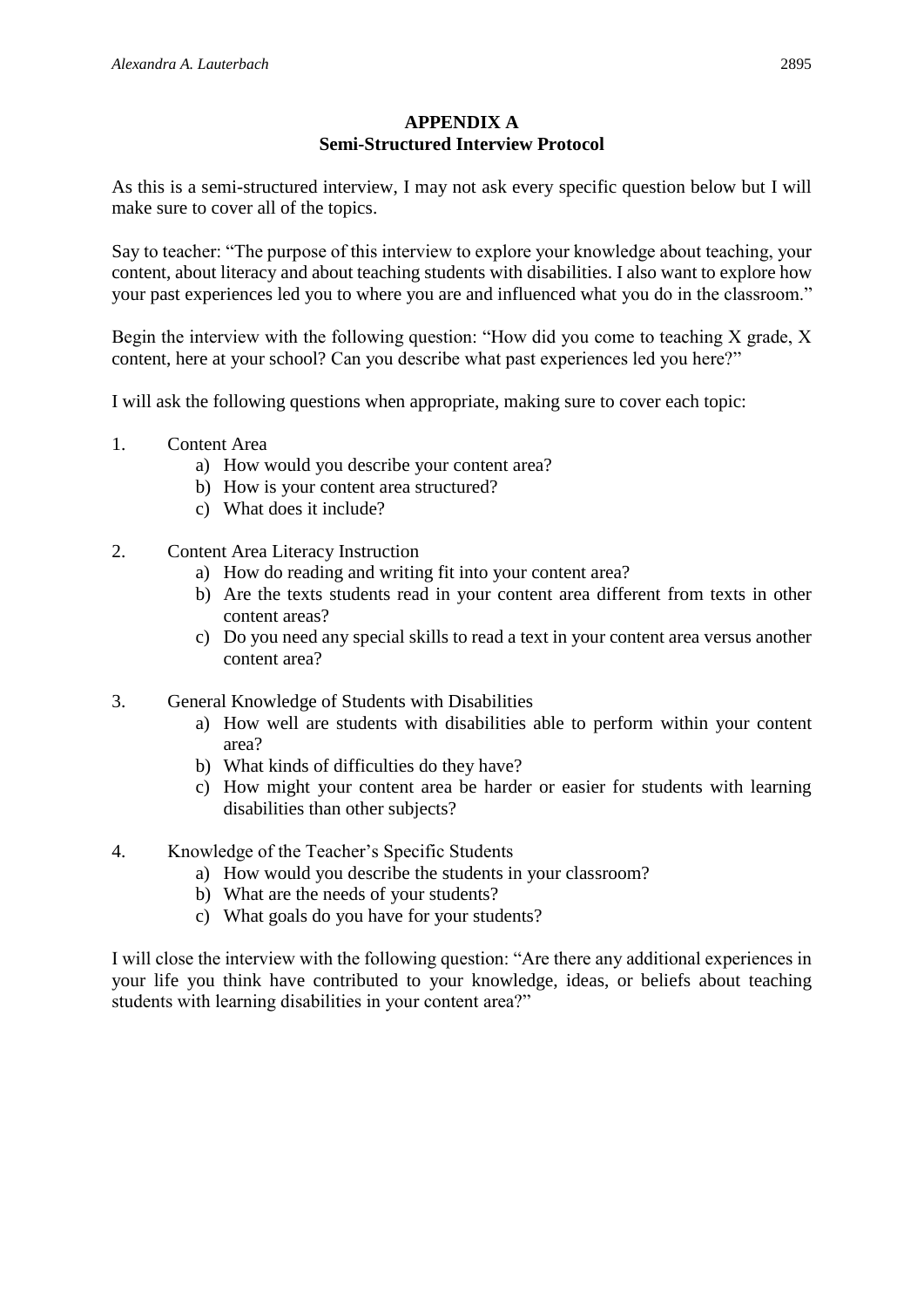## APPENDIX A
## Semi-Structured Interview Protocol

As this is a semi-structured interview, I may not ask every specific question below but I will make sure to cover all of the topics.

Say to teacher: "The purpose of this interview to explore your knowledge about teaching, your content, about literacy and about teaching students with disabilities. I also want to explore how your past experiences led you to where you are and influenced what you do in the classroom."

Begin the interview with the following question: "How did you come to teaching X grade, X content, here at your school? Can you describe what past experiences led you here?"

I will ask the following questions when appropriate, making sure to cover each topic:

1. Content Area
   a) How would you describe your content area?
   b) How is your content area structured?
   c) What does it include?

2. Content Area Literacy Instruction
   a) How do reading and writing fit into your content area?
   b) Are the texts students read in your content area different from texts in other content areas?
   c) Do you need any special skills to read a text in your content area versus another content area?

3. General Knowledge of Students with Disabilities
   a) How well are students with disabilities able to perform within your content area?
   b) What kinds of difficulties do they have?
   c) How might your content area be harder or easier for students with learning disabilities than other subjects?

4. Knowledge of the Teacher's Specific Students
   a) How would you describe the students in your classroom?
   b) What are the needs of your students?
   c) What goals do you have for your students?

I will close the interview with the following question: "Are there any additional experiences in your life you think have contributed to your knowledge, ideas, or beliefs about teaching students with learning disabilities in your content area?"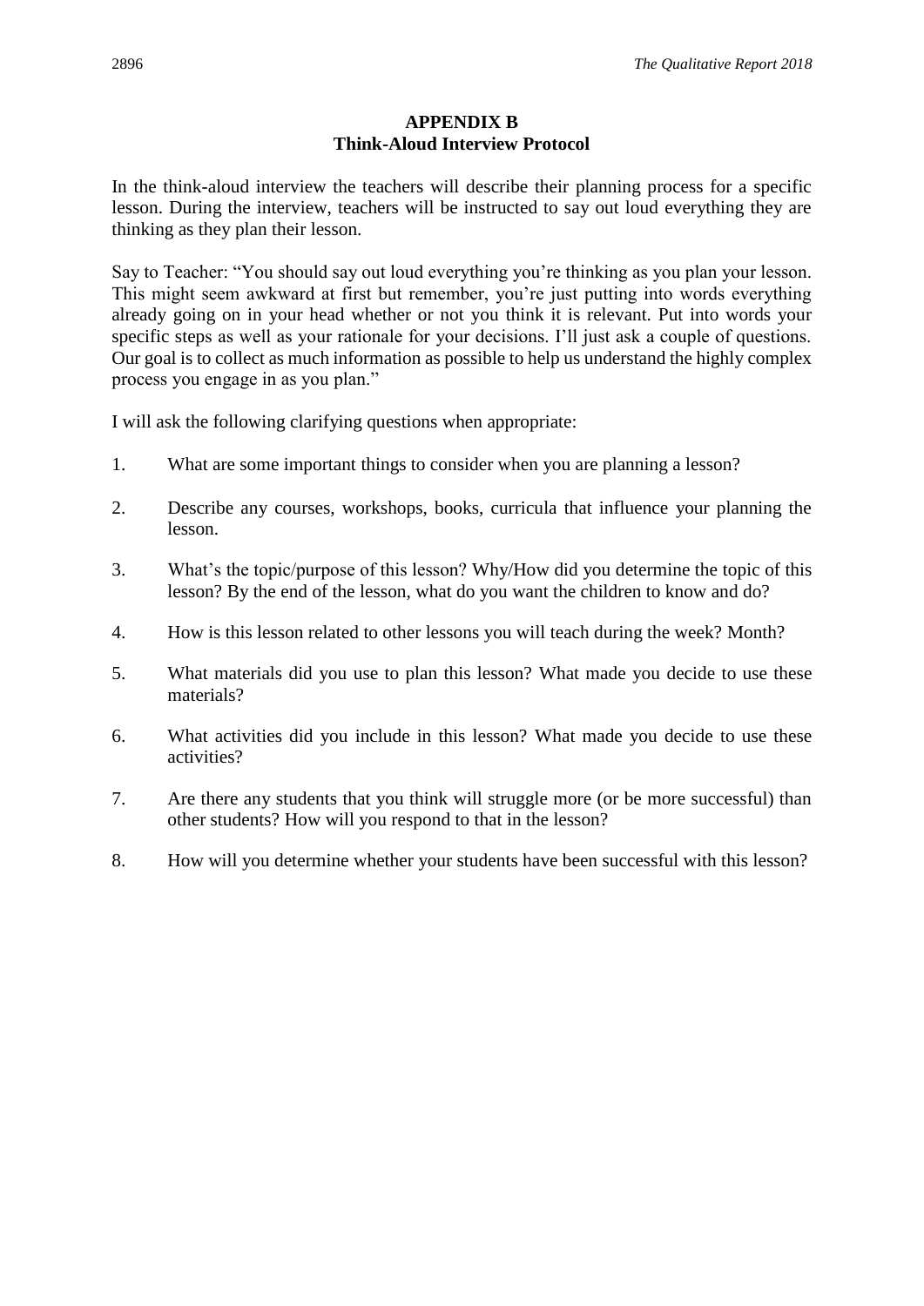## APPENDIX B
## Think-Aloud Interview Protocol

In the think-aloud interview the teachers will describe their planning process for a specific lesson. During the interview, teachers will be instructed to say out loud everything they are thinking as they plan their lesson.

Say to Teacher: "You should say out loud everything you're thinking as you plan your lesson. This might seem awkward at first but remember, you're just putting into words everything already going on in your head whether or not you think it is relevant. Put into words your specific steps as well as your rationale for your decisions. I'll just ask a couple of questions. Our goal is to collect as much information as possible to help us understand the highly complex process you engage in as you plan."

I will ask the following clarifying questions when appropriate:

1. What are some important things to consider when you are planning a lesson?

2. Describe any courses, workshops, books, curricula that influence your planning the lesson.

3. What's the topic/purpose of this lesson? Why/How did you determine the topic of this lesson? By the end of the lesson, what do you want the children to know and do?

4. How is this lesson related to other lessons you will teach during the week? Month?

5. What materials did you use to plan this lesson? What made you decide to use these materials?

6. What activities did you include in this lesson? What made you decide to use these activities?

7. Are there any students that you think will struggle more (or be more successful) than other students? How will you respond to that in the lesson?

8. How will you determine whether your students have been successful with this lesson?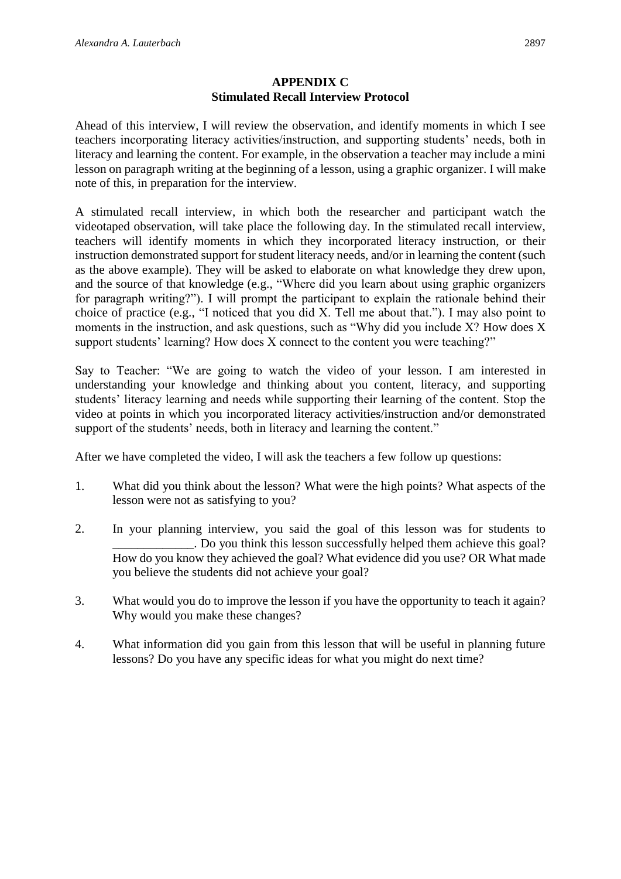## APPENDIX C
## Stimulated Recall Interview Protocol

Ahead of this interview, I will review the observation, and identify moments in which I see teachers incorporating literacy activities/instruction, and supporting students' needs, both in literacy and learning the content. For example, in the observation a teacher may include a mini lesson on paragraph writing at the beginning of a lesson, using a graphic organizer. I will make note of this, in preparation for the interview.

A stimulated recall interview, in which both the researcher and participant watch the videotaped observation, will take place the following day. In the stimulated recall interview, teachers will identify moments in which they incorporated literacy instruction, or their instruction demonstrated support for student literacy needs, and/or in learning the content (such as the above example). They will be asked to elaborate on what knowledge they drew upon, and the source of that knowledge (e.g., "Where did you learn about using graphic organizers for paragraph writing?"). I will prompt the participant to explain the rationale behind their choice of practice (e.g., "I noticed that you did X. Tell me about that."). I may also point to moments in the instruction, and ask questions, such as "Why did you include X? How does X support students' learning? How does X connect to the content you were teaching?"

Say to Teacher: "We are going to watch the video of your lesson. I am interested in understanding your knowledge and thinking about you content, literacy, and supporting students' literacy learning and needs while supporting their learning of the content. Stop the video at points in which you incorporated literacy activities/instruction and/or demonstrated support of the students' needs, both in literacy and learning the content."

After we have completed the video, I will ask the teachers a few follow up questions:

1. What did you think about the lesson? What were the high points? What aspects of the lesson were not as satisfying to you?

2. In your planning interview, you said the goal of this lesson was for students to _____________. Do you think this lesson successfully helped them achieve this goal? How do you know they achieved the goal? What evidence did you use? OR What made you believe the students did not achieve your goal?

3. What would you do to improve the lesson if you have the opportunity to teach it again? Why would you make these changes?

4. What information did you gain from this lesson that will be useful in planning future lessons? Do you have any specific ideas for what you might do next time?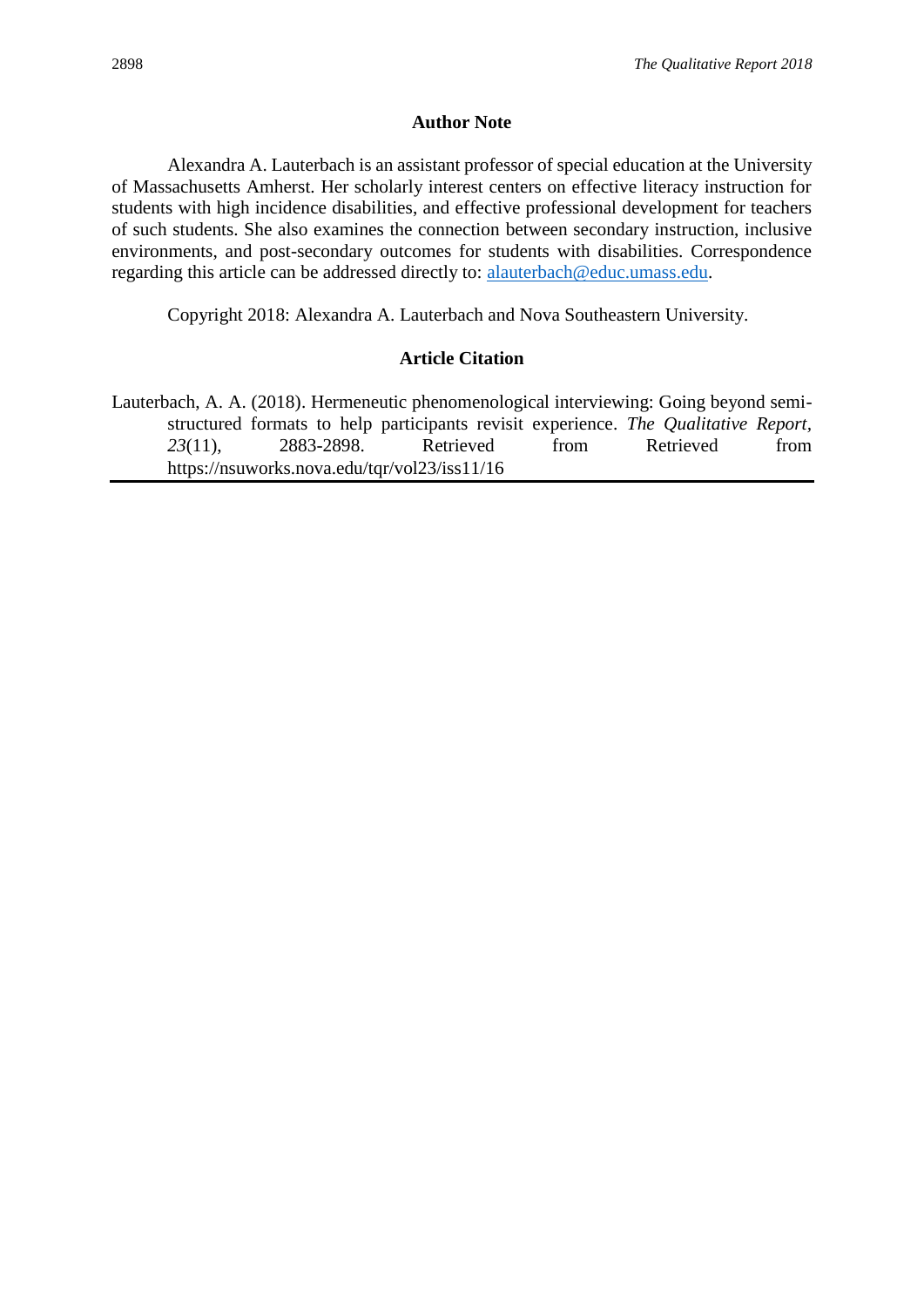## Author Note

Alexandra A. Lauterbach is an assistant professor of special education at the University of Massachusetts Amherst. Her scholarly interest centers on effective literacy instruction for students with high incidence disabilities, and effective professional development for teachers of such students. She also examines the connection between secondary instruction, inclusive environments, and post-secondary outcomes for students with disabilities. Correspondence regarding this article can be addressed directly to: alauterbach@educ.umass.edu.

Copyright 2018: Alexandra A. Lauterbach and Nova Southeastern University.

## Article Citation

Lauterbach, A. A. (2018). Hermeneutic phenomenological interviewing: Going beyond semi-structured formats to help participants revisit experience. *The Qualitative Report, 23*(11), 2883-2898. Retrieved from Retrieved from https://nsuworks.nova.edu/tqr/vol23/iss11/16